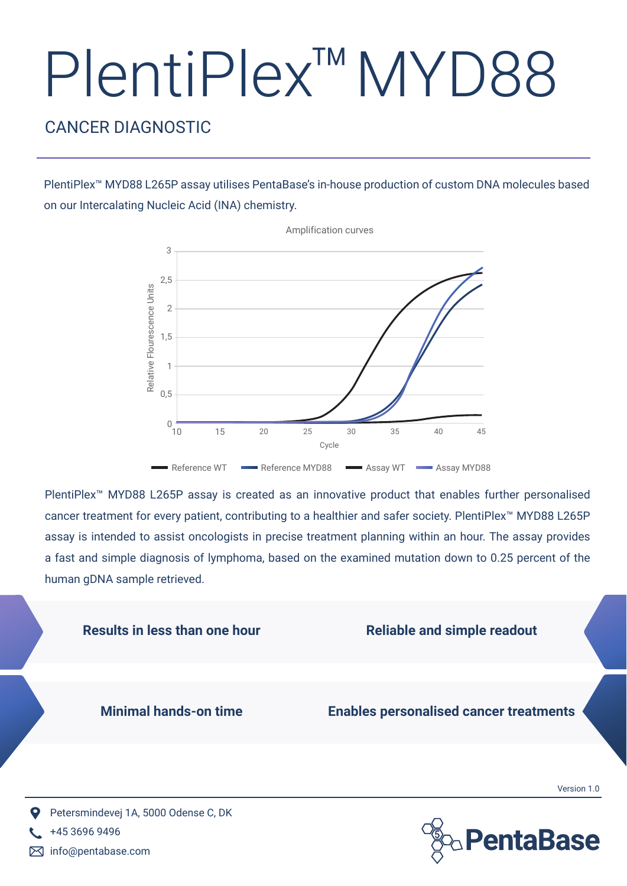# PlentiPlex™ MYD88

## CANCER DIAGNOSTIC

PlentiPlex™ MYD88 L265P assay utilises PentaBase's in-house production of custom DNA molecules based on our Intercalating Nucleic Acid (INA) chemistry.

Amplification curves

Relative Flourescence Units

Cycle

Reference WT | Reference MYD88 | Assay WT | Assay MYD88

PlentiPlex™ MYD88 L265P assay is created as an innovative product that enables further personalised cancer treatment for every patient, contributing to a healthier and safer society. PlentiPlex™ MYD88 L265P assay is intended to assist oncologists in precise treatment planning within an hour. The assay provides a fast and simple diagnosis of lymphoma, based on the examined mutation down to 0.25 percent of the human gDNA sample retrieved.

**Results in less than one hour**

**Reliable and simple readout**

**Minimal hands-on time**

**Enables personalised cancer treatments**

Version 1.0

Petersmindevej 1A, 5000 Odense C, DK

+45 3696 9496

info@pentabase.com

PentaBase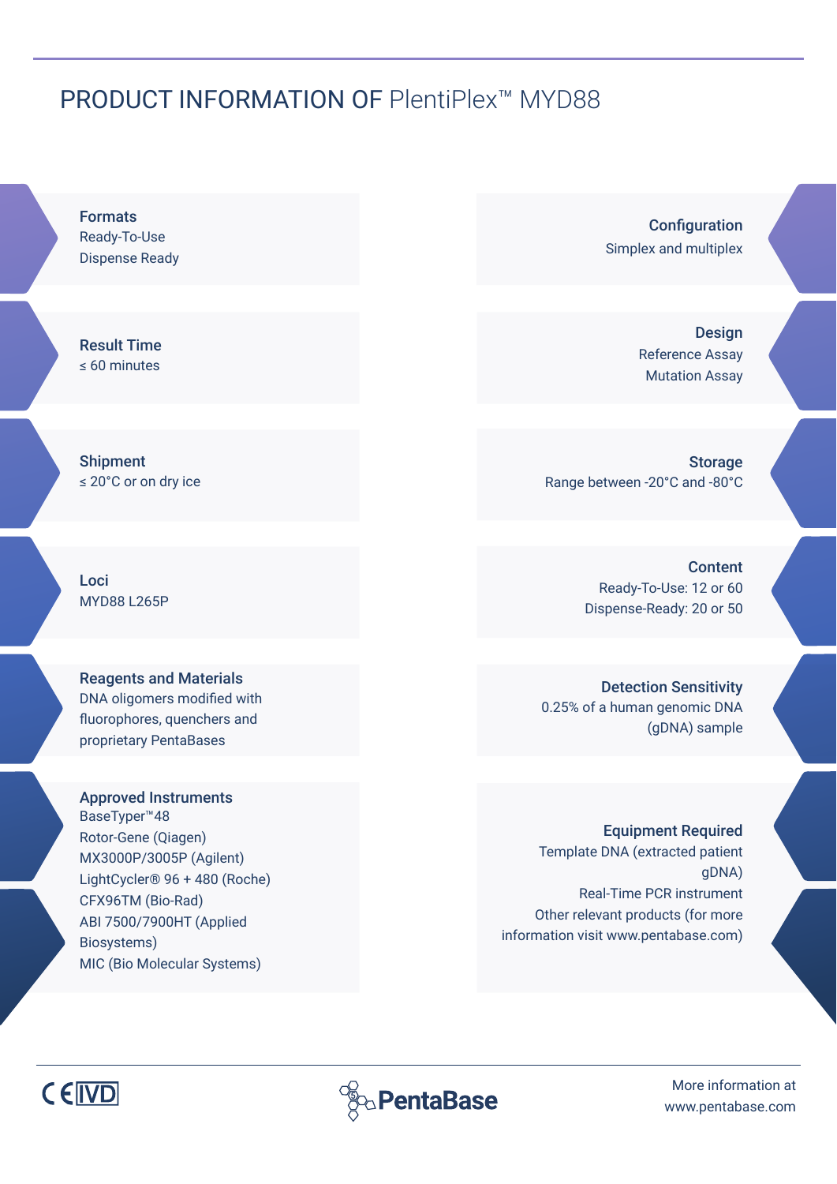# PRODUCT INFORMATION OF PlentiPlex™ MYD88

**Formats**
Ready-To-Use
Dispense Ready

**Configuration**
Simplex and multiplex

**Result Time**
≤ 60 minutes

**Design**
Reference Assay
Mutation Assay

**Shipment**
≤ 20°C or on dry ice

**Storage**
Range between -20°C and -80°C

**Loci**
MYD88 L265P

**Content**
Ready-To-Use: 12 or 60
Dispense-Ready: 20 or 50

**Reagents and Materials**
DNA oligomers modified with fluorophores, quenchers and proprietary PentaBases

**Detection Sensitivity**
0.25% of a human genomic DNA (gDNA) sample

**Approved Instruments**
BaseTyper™48
Rotor-Gene (Qiagen)
MX3000P/3005P (Agilent)
LightCycler® 96 + 480 (Roche)
CFX96TM (Bio-Rad)
ABI 7500/7900HT (Applied Biosystems)
MIC (Bio Molecular Systems)

**Equipment Required**
Template DNA (extracted patient gDNA)
Real-Time PCR instrument
Other relevant products (for more information visit www.pentabase.com)

CE IVD

PentaBase

More information at www.pentabase.com